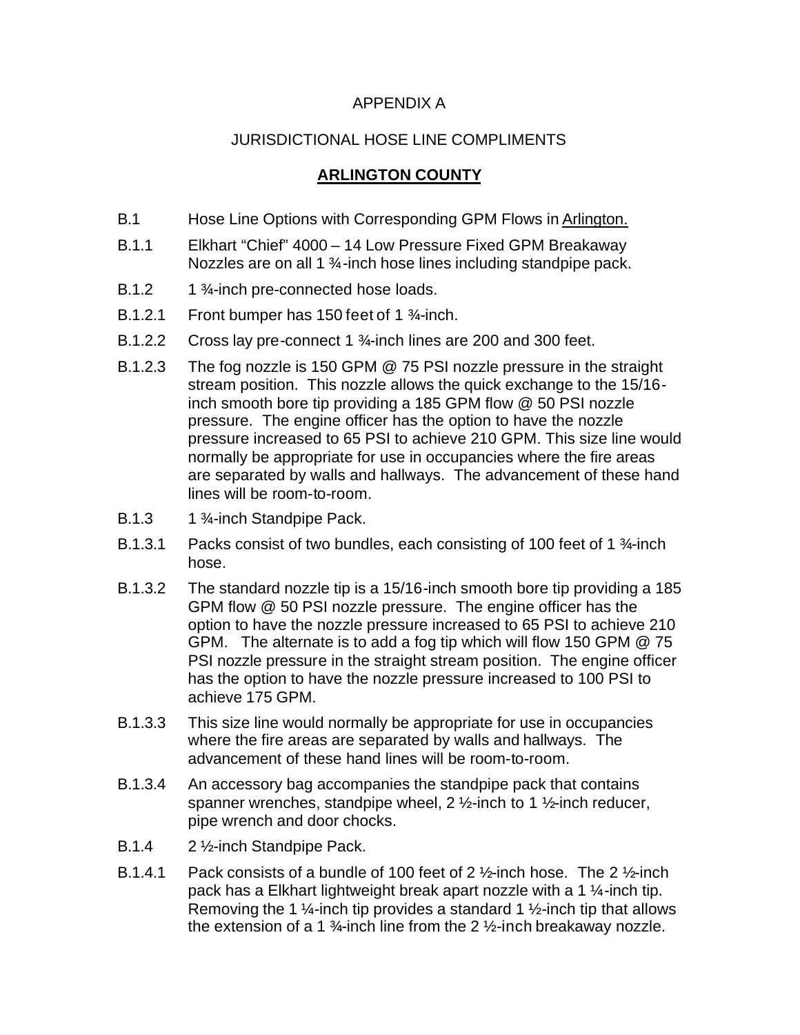# APPENDIX A

## JURISDICTIONAL HOSE LINE COMPLIMENTS

## **ARLINGTON COUNTY**

B.1 Hose Line Options with Corresponding GPM Flows in Arlington.

B.1.1 Elkhart "Chief" 4000 – 14 Low Pressure Fixed GPM Breakaway Nozzles are on all 1 ¾-inch hose lines including standpipe pack.

B.1.2 1 ¾-inch pre-connected hose loads.

B.1.2.1 Front bumper has 150 feet of 1 ¾-inch.

B.1.2.2 Cross lay pre-connect 1 ¾-inch lines are 200 and 300 feet.

B.1.2.3 The fog nozzle is 150 GPM @ 75 PSI nozzle pressure in the straight stream position. This nozzle allows the quick exchange to the 15/16-inch smooth bore tip providing a 185 GPM flow @ 50 PSI nozzle pressure. The engine officer has the option to have the nozzle pressure increased to 65 PSI to achieve 210 GPM. This size line would normally be appropriate for use in occupancies where the fire areas are separated by walls and hallways. The advancement of these hand lines will be room-to-room.

B.1.3 1 ¾-inch Standpipe Pack.

B.1.3.1 Packs consist of two bundles, each consisting of 100 feet of 1 ¾-inch hose.

B.1.3.2 The standard nozzle tip is a 15/16-inch smooth bore tip providing a 185 GPM flow @ 50 PSI nozzle pressure. The engine officer has the option to have the nozzle pressure increased to 65 PSI to achieve 210 GPM. The alternate is to add a fog tip which will flow 150 GPM @ 75 PSI nozzle pressure in the straight stream position. The engine officer has the option to have the nozzle pressure increased to 100 PSI to achieve 175 GPM.

B.1.3.3 This size line would normally be appropriate for use in occupancies where the fire areas are separated by walls and hallways. The advancement of these hand lines will be room-to-room.

B.1.3.4 An accessory bag accompanies the standpipe pack that contains spanner wrenches, standpipe wheel, 2 ½-inch to 1 ½-inch reducer, pipe wrench and door chocks.

B.1.4 2 ½-inch Standpipe Pack.

B.1.4.1 Pack consists of a bundle of 100 feet of 2 ½-inch hose. The 2 ½-inch pack has a Elkhart lightweight break apart nozzle with a 1 ¼-inch tip. Removing the 1 ¼-inch tip provides a standard 1 ½-inch tip that allows the extension of a 1 ¾-inch line from the 2 ½-inch breakaway nozzle.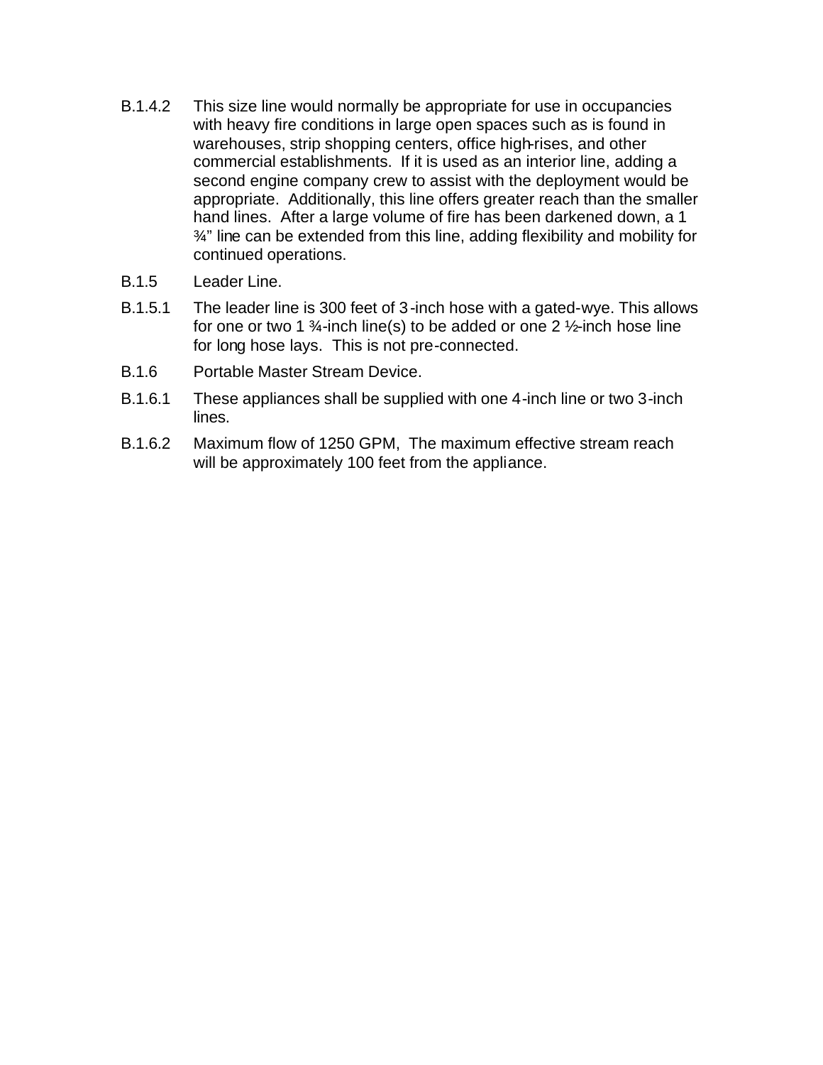B.1.4.2 This size line would normally be appropriate for use in occupancies with heavy fire conditions in large open spaces such as is found in warehouses, strip shopping centers, office high-rises, and other commercial establishments. If it is used as an interior line, adding a second engine company crew to assist with the deployment would be appropriate. Additionally, this line offers greater reach than the smaller hand lines. After a large volume of fire has been darkened down, a 1 ¾" line can be extended from this line, adding flexibility and mobility for continued operations.

B.1.5 Leader Line.

B.1.5.1 The leader line is 300 feet of 3-inch hose with a gated-wye. This allows for one or two 1 ¾-inch line(s) to be added or one 2 ½-inch hose line for long hose lays. This is not pre-connected.

B.1.6 Portable Master Stream Device.

B.1.6.1 These appliances shall be supplied with one 4-inch line or two 3-inch lines.

B.1.6.2 Maximum flow of 1250 GPM, The maximum effective stream reach will be approximately 100 feet from the appliance.